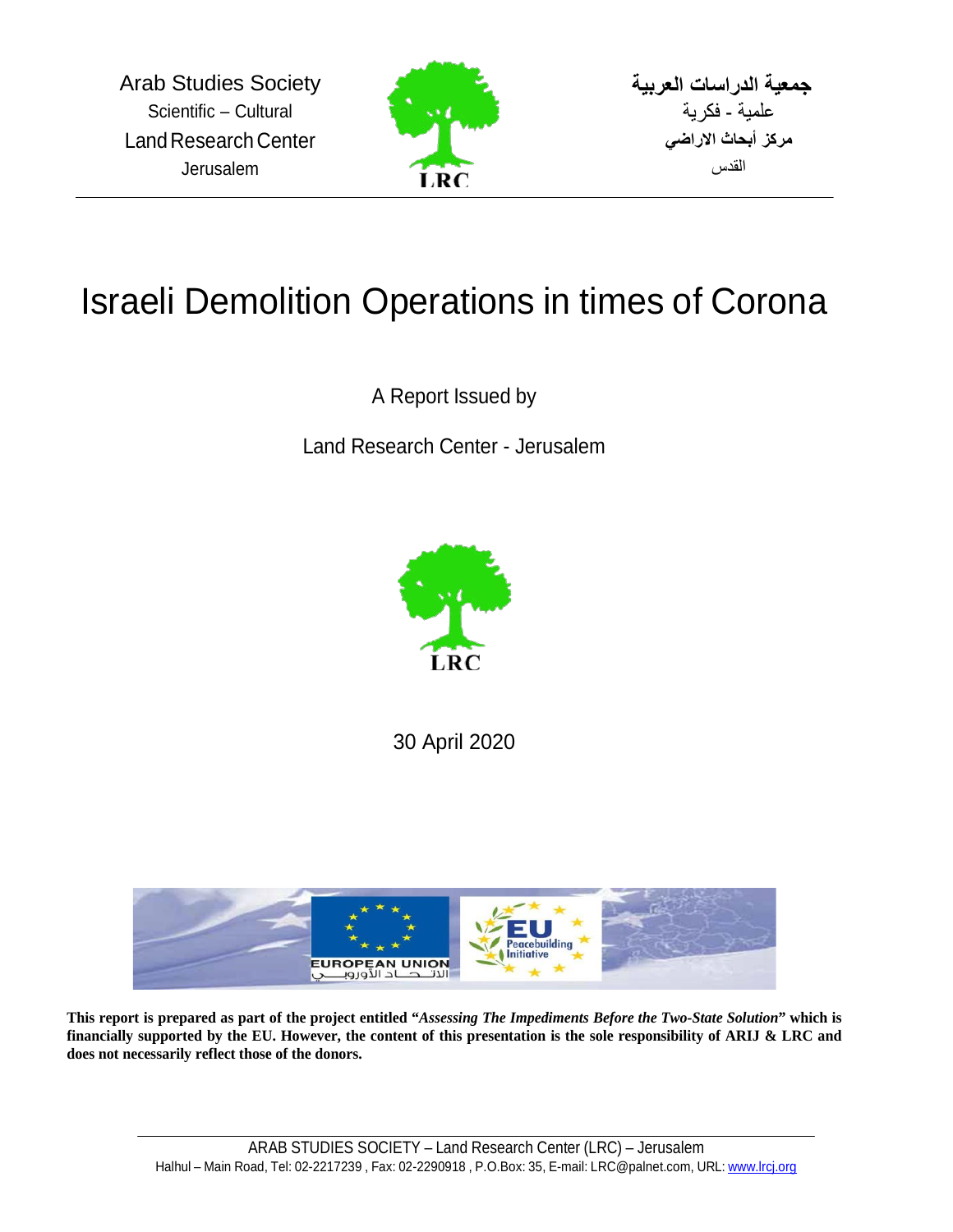Arab Studies Society
Scientific – Cultural
Land Research Center
Jerusalem

جمعية الدراسات العربية
علمية - فكرية
مركز أبحاث الاراضي
القدس

LRC

# Israeli Demolition Operations in times of Corona

A Report Issued by

Land Research Center - Jerusalem

LRC

30 April 2020

EUROPEAN UNION
الاتحاد الأوروبي

EU Peacebuilding Initiative

**This report is prepared as part of the project entitled "*Assessing The Impediments Before the Two-State Solution*" which is financially supported by the EU. However, the content of this presentation is the sole responsibility of ARIJ & LRC and does not necessarily reflect those of the donors.**

ARAB STUDIES SOCIETY – Land Research Center (LRC) – Jerusalem
Halhul – Main Road, Tel: 02-2217239 , Fax: 02-2290918 , P.O.Box: 35, E-mail: LRC@palnet.com, URL: www.lrcj.org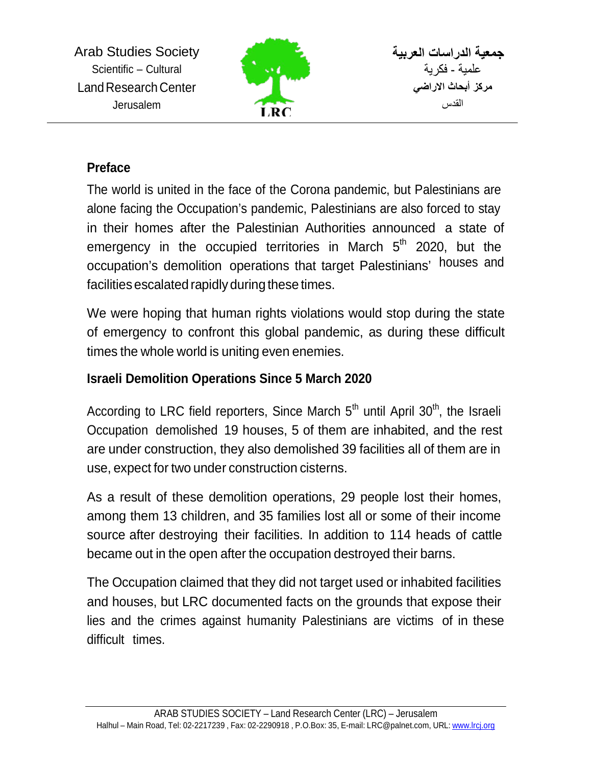## Preface

The world is united in the face of the Corona pandemic, but Palestinians are alone facing the Occupation's pandemic, Palestinians are also forced to stay in their homes after the Palestinian Authorities announced a state of emergency in the occupied territories in March 5th 2020, but the occupation's demolition operations that target Palestinians' houses and facilities escalated rapidly during these times.

We were hoping that human rights violations would stop during the state of emergency to confront this global pandemic, as during these difficult times the whole world is uniting even enemies.

## Israeli Demolition Operations Since 5 March 2020

According to LRC field reporters, Since March 5th until April 30th, the Israeli Occupation demolished 19 houses, 5 of them are inhabited, and the rest are under construction, they also demolished 39 facilities all of them are in use, expect for two under construction cisterns.

As a result of these demolition operations, 29 people lost their homes, among them 13 children, and 35 families lost all or some of their income source after destroying their facilities. In addition to 114 heads of cattle became out in the open after the occupation destroyed their barns.

The Occupation claimed that they did not target used or inhabited facilities and houses, but LRC documented facts on the grounds that expose their lies and the crimes against humanity Palestinians are victims of in these difficult times.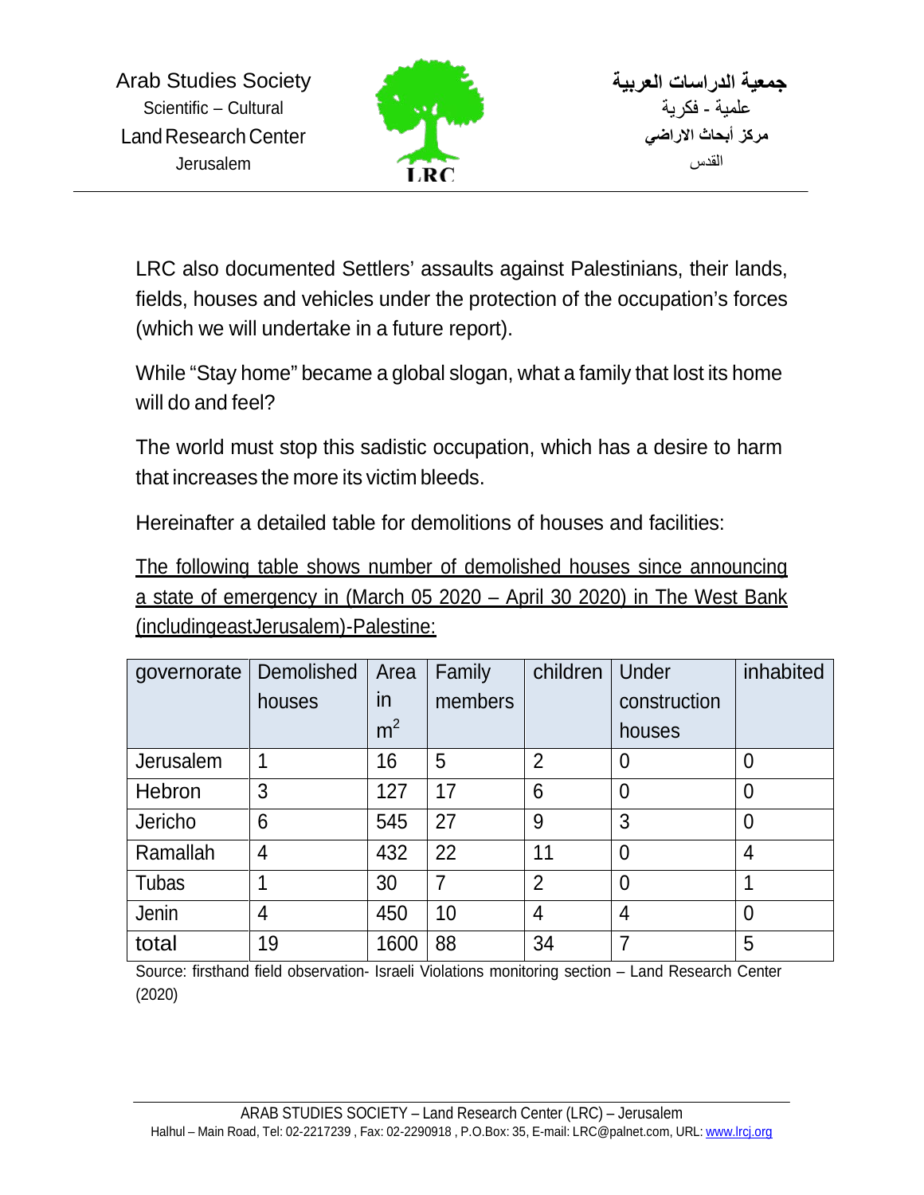LRC also documented Settlers' assaults against Palestinians, their lands, fields, houses and vehicles under the protection of the occupation's forces (which we will undertake in a future report).

While "Stay home" became a global slogan, what a family that lost its home will do and feel?

The world must stop this sadistic occupation, which has a desire to harm that increases the more its victim bleeds.

Hereinafter a detailed table for demolitions of houses and facilities:

The following table shows number of demolished houses since announcing a state of emergency in (March 05 2020 – April 30 2020) in The West Bank (includingeastJerusalem)-Palestine:

| governorate | Demolished houses | Area in $m^2$ | Family members | children | Under construction houses | inhabited |
|---|---|---|---|---|---|---|
| Jerusalem | 1 | 16 | 5 | 2 | 0 | 0 |
| Hebron | 3 | 127 | 17 | 6 | 0 | 0 |
| Jericho | 6 | 545 | 27 | 9 | 3 | 0 |
| Ramallah | 4 | 432 | 22 | 11 | 0 | 4 |
| Tubas | 1 | 30 | 7 | 2 | 0 | 1 |
| Jenin | 4 | 450 | 10 | 4 | 4 | 0 |
| total | 19 | 1600 | 88 | 34 | 7 | 5 |

Source: firsthand field observation- Israeli Violations monitoring section – Land Research Center (2020)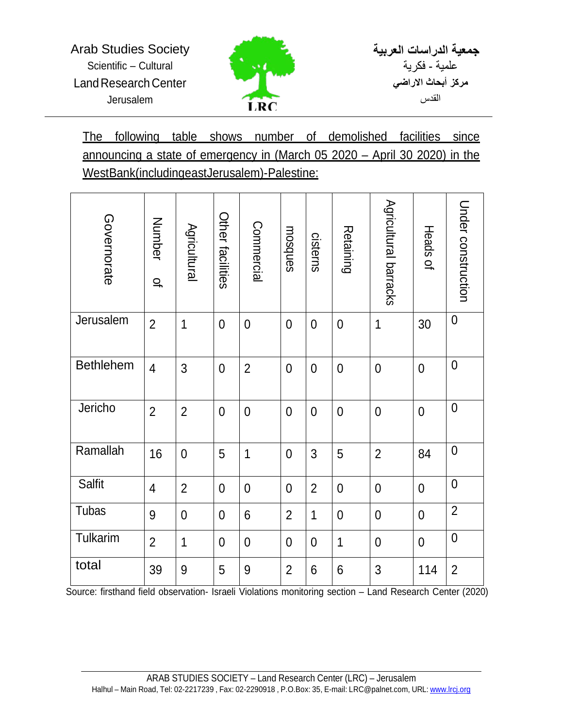Arab Studies Society
Scientific – Cultural
Land Research Center
Jerusalem

جمعية الدراسات العربية
علمية - فكرية
مركز أبحاث الاراضي
القدس

The following table shows number of demolished facilities since announcing a state of emergency in (March 05 2020 – April 30 2020) in the WestBank(includingeastJerusalem)-Palestine:

| Governorate | Number of | Agricultural | Other facilities | Commercial | mosques | cisterns | Retaining | Agricultural barracks | Heads of | Under construction |
|---|---|---|---|---|---|---|---|---|---|---|
| Jerusalem | 2 | 1 | 0 | 0 | 0 | 0 | 0 | 1 | 30 | 0 |
| Bethlehem | 4 | 3 | 0 | 2 | 0 | 0 | 0 | 0 | 0 | 0 |
| Jericho | 2 | 2 | 0 | 0 | 0 | 0 | 0 | 0 | 0 | 0 |
| Ramallah | 16 | 0 | 5 | 1 | 0 | 3 | 5 | 2 | 84 | 0 |
| Salfit | 4 | 2 | 0 | 0 | 0 | 2 | 0 | 0 | 0 | 0 |
| Tubas | 9 | 0 | 0 | 6 | 2 | 1 | 0 | 0 | 0 | 2 |
| Tulkarim | 2 | 1 | 0 | 0 | 0 | 0 | 1 | 0 | 0 | 0 |
| total | 39 | 9 | 5 | 9 | 2 | 6 | 6 | 3 | 114 | 2 |

Source: firsthand field observation- Israeli Violations monitoring section – Land Research Center (2020)

ARAB STUDIES SOCIETY – Land Research Center (LRC) – Jerusalem
Halhul – Main Road, Tel: 02-2217239 , Fax: 02-2290918 , P.O.Box: 35, E-mail: LRC@palnet.com, URL: www.lrcj.org